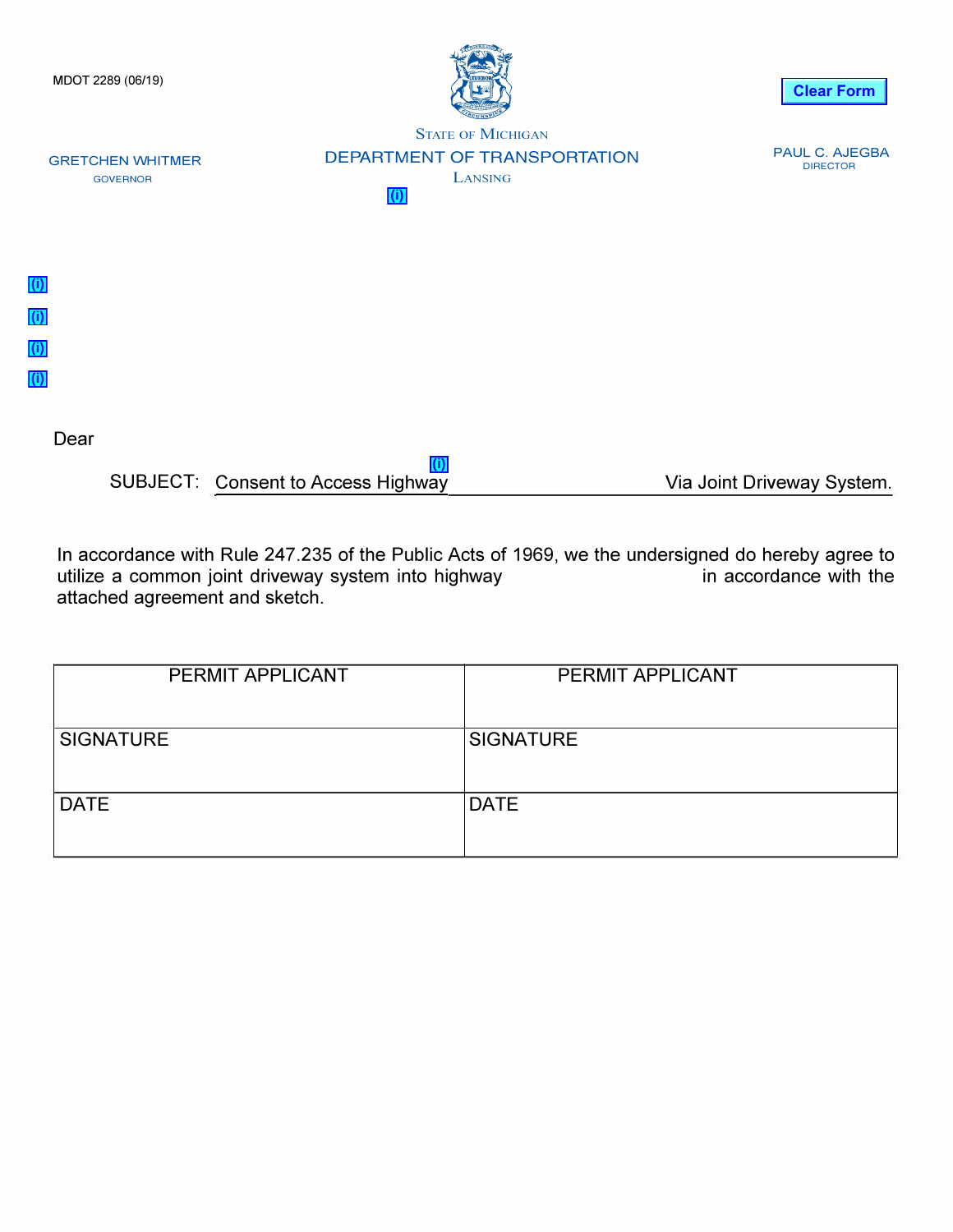MDOT 2289 (06/19)

STATE OF MICHIGAN

DEPARTMENT OF TRANSPORTATION

LANSING

GRETCHEN WHITMER
GOVERNOR

PAUL C. AJEGBA
DIRECTOR

Dear

SUBJECT: Consent to Access Highway ______________________ Via Joint Driveway System.

In accordance with Rule 247.235 of the Public Acts of 1969, we the undersigned do hereby agree to utilize a common joint driveway system into highway ______________________ in accordance with the attached agreement and sketch.

| PERMIT APPLICANT | PERMIT APPLICANT |
|---|---|
| SIGNATURE | SIGNATURE |
| DATE | DATE |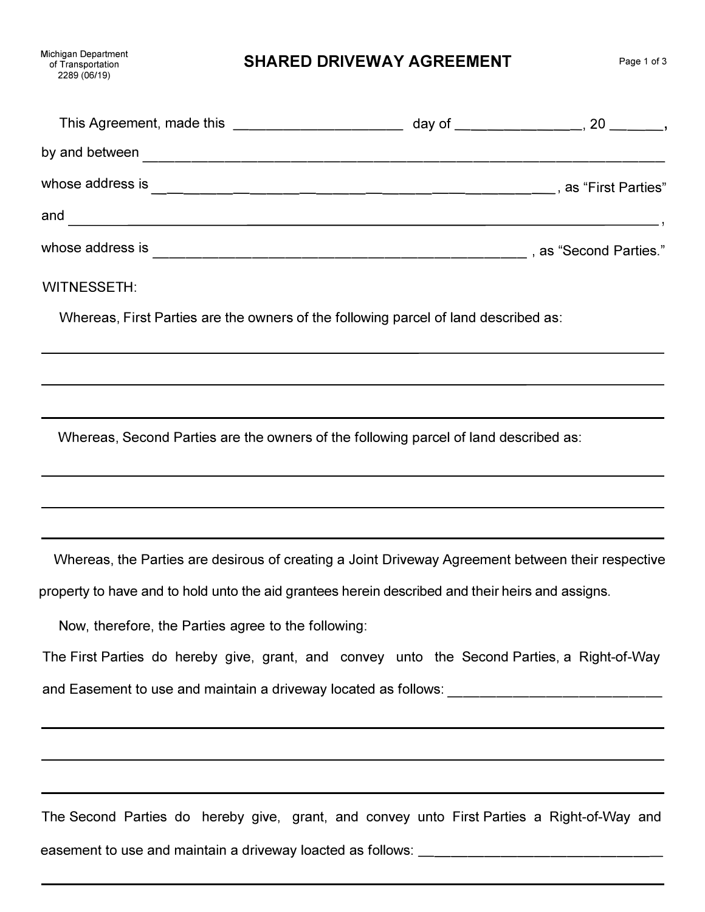Michigan Department
of Transportation
2289 (06/19)

# SHARED DRIVEWAY AGREEMENT

This Agreement, made this ____________________ day of _______________, 20 ______,

by and between ____________________________________________________________

whose address is ____________________________________________, as "First Parties"

and ________________________________________________________________,

whose address is ____________________________________________ , as "Second Parties."

WITNESSETH:

Whereas, First Parties are the owners of the following parcel of land described as:

______________________________________________________________________

______________________________________________________________________

______________________________________________________________________

Whereas, Second Parties are the owners of the following parcel of land described as:

______________________________________________________________________

______________________________________________________________________

______________________________________________________________________

Whereas, the Parties are desirous of creating a Joint Driveway Agreement between their respective property to have and to hold unto the aid grantees herein described and their heirs and assigns.

Now, therefore, the Parties agree to the following:

The First Parties do hereby give, grant, and convey unto the Second Parties, a Right-of-Way and Easement to use and maintain a driveway located as follows: __________________________

______________________________________________________________________

______________________________________________________________________

______________________________________________________________________

The Second Parties do hereby give, grant, and convey unto First Parties a Right-of-Way and easement to use and maintain a driveway loacted as follows: ______________________________

______________________________________________________________________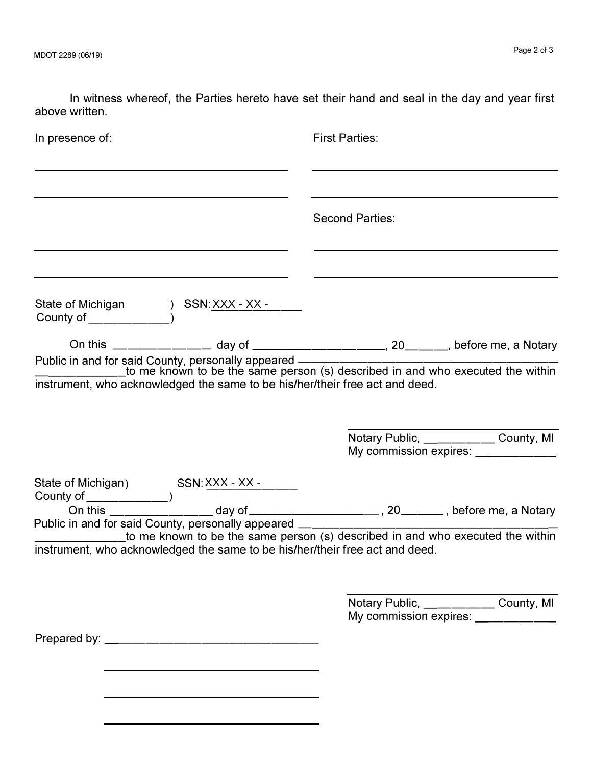MDOT 2289 (06/19)

In witness whereof, the Parties hereto have set their hand and seal in the day and year first above written.

In presence of:

______________________________________

______________________________________

First Parties:

______________________________________

______________________________________

Second Parties:

______________________________________

______________________________________

______________________________________

______________________________________

State of Michigan ) SSN: XXX - XX - ______
County of ____________)

On this ______________ day of ___________________, 20______, before me, a Notary Public in and for said County, personally appeared ________________________________________ _____________to me known to be the same person (s) described in and who executed the within instrument, who acknowledged the same to be his/her/their free act and deed.

______________________________________
Notary Public, ___________ County, MI
My commission expires: ____________

State of Michigan) SSN: XXX - XX - ______
County of ____________)

On this _______________ day of___________________ , 20______ , before me, a Notary Public in and for said County, personally appeared ________________________________________ _____________to me known to be the same person (s) described in and who executed the within instrument, who acknowledged the same to be his/her/their free act and deed.

______________________________________
Notary Public, ___________ County, MI
My commission expires: ____________

Prepared by: ________________________________

________________________________

________________________________

________________________________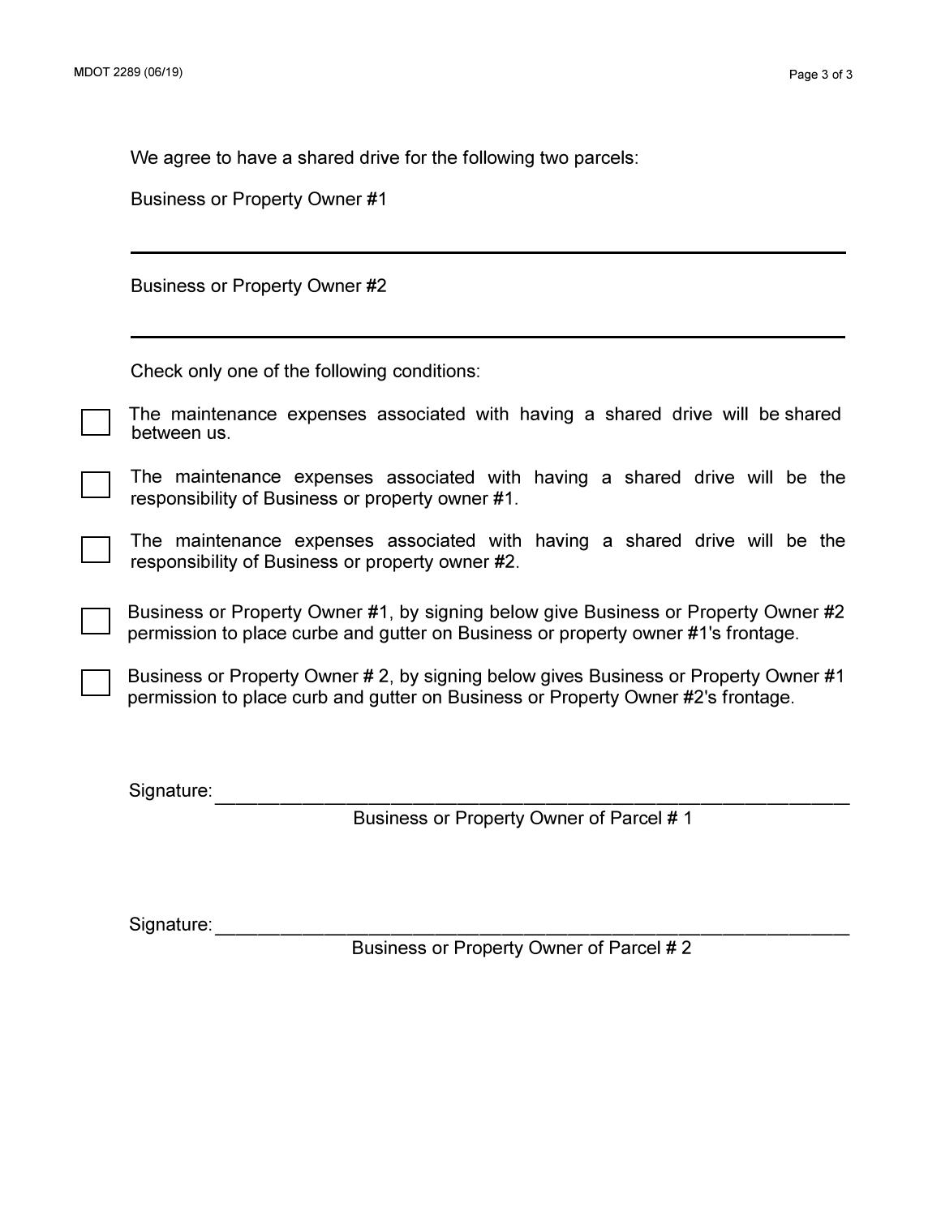We agree to have a shared drive for the following two parcels:

Business or Property Owner #1

______________________________________________________________

Business or Property Owner #2

______________________________________________________________

Check only one of the following conditions:

☐ The maintenance expenses associated with having a shared drive will be shared between us.

☐ The maintenance expenses associated with having a shared drive will be the responsibility of Business or property owner #1.

☐ The maintenance expenses associated with having a shared drive will be the responsibility of Business or property owner #2.

☐ Business or Property Owner #1, by signing below give Business or Property Owner #2 permission to place curbe and gutter on Business or property owner #1's frontage.

☐ Business or Property Owner # 2, by signing below gives Business or Property Owner #1 permission to place curb and gutter on Business or Property Owner #2's frontage.

Signature: ______________________________________________________________
Business or Property Owner of Parcel # 1

Signature: ______________________________________________________________
Business or Property Owner of Parcel # 2